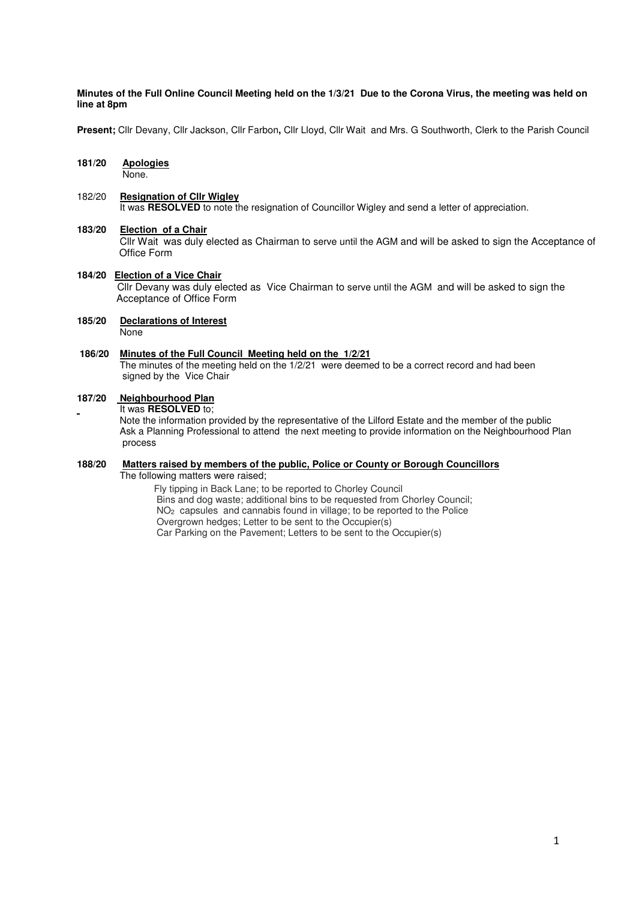**Minutes of the Full Online Council Meeting held on the 1/3/21 Due to the Corona Virus, the meeting was held on line at 8pm**

**Present;** Cllr Devany, Cllr Jackson, Cllr Farbon**,** Cllr Lloyd, Cllr Wait and Mrs. G Southworth, Clerk to the Parish Council

**181/20 Apologies**

None.

182/20 **Resignation of Cllr Wigley**

It was **RESOLVED** to note the resignation of Councillor Wigley and send a letter of appreciation.

**183/20 Election of a Chair**

Cllr Wait was duly elected as Chairman to serve until the AGM and will be asked to sign the Acceptance of Office Form

**184/20 Election of a Vice Chair**

Cllr Devany was duly elected as Vice Chairman to serve until the AGM and will be asked to sign the Acceptance of Office Form

**185/20 Declarations of Interest**

None

**186/20 Minutes of the Full Council Meeting held on the 1/2/21**

The minutes of the meeting held on the 1/2/21 were deemed to be a correct record and had been signed by the Vice Chair

**187/20 Neighbourhood Plan**

It was **RESOLVED** to;

Note the information provided by the representative of the Lilford Estate and the member of the public

Ask a Planning Professional to attend the next meeting to provide information on the Neighbourhood Plan process

**188/20 Matters raised by members of the public, Police or County or Borough Councillors**

The following matters were raised;

Fly tipping in Back Lane; to be reported to Chorley Council

Bins and dog waste; additional bins to be requested from Chorley Council;

$NO_2$ capsules and cannabis found in village; to be reported to the Police

Overgrown hedges; Letter to be sent to the Occupier(s)

Car Parking on the Pavement; Letters to be sent to the Occupier(s)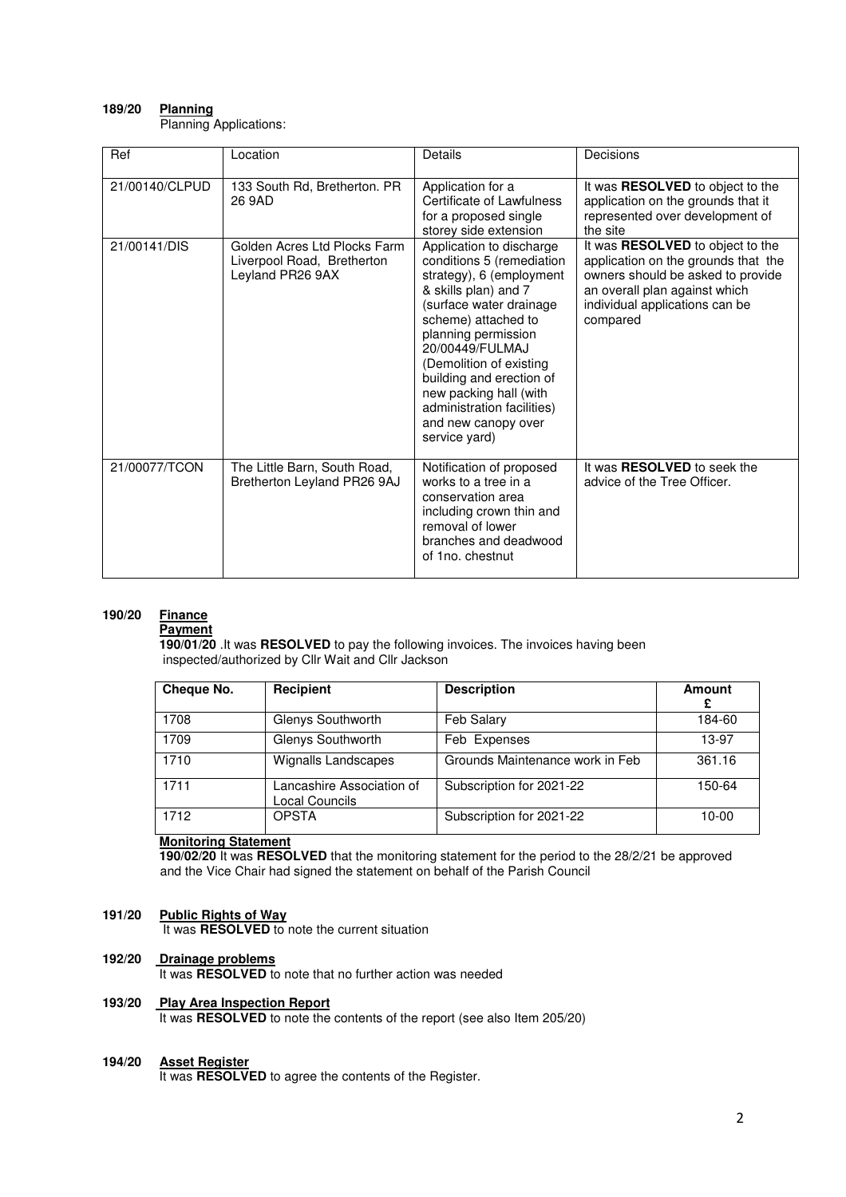**189/20 Planning**

Planning Applications:

| Ref | Location | Details | Decisions |
|---|---|---|---|
| 21/00140/CLPUD | 133 South Rd, Bretherton. PR 26 9AD | Application for a Certificate of Lawfulness for a proposed single storey side extension | It was **RESOLVED** to object to the application on the grounds that it represented over development of the site |
| 21/00141/DIS | Golden Acres Ltd Plocks Farm Liverpool Road, Bretherton Leyland PR26 9AX | Application to discharge conditions 5 (remediation strategy), 6 (employment & skills plan) and 7 (surface water drainage scheme) attached to planning permission 20/00449/FULMAJ (Demolition of existing building and erection of new packing hall (with administration facilities) and new canopy over service yard) | It was **RESOLVED** to object to the application on the grounds that the owners should be asked to provide an overall plan against which individual applications can be compared |
| 21/00077/TCON | The Little Barn, South Road, Bretherton Leyland PR26 9AJ | Notification of proposed works to a tree in a conservation area including crown thin and removal of lower branches and deadwood of 1no. chestnut | It was **RESOLVED** to seek the advice of the Tree Officer. |

**190/20 Finance**

**Payment**

**190/01/20** .It was **RESOLVED** to pay the following invoices. The invoices having been inspected/authorized by Cllr Wait and Cllr Jackson

| Cheque No. | Recipient | Description | Amount £ |
|---|---|---|---|
| 1708 | Glenys Southworth | Feb Salary | 184-60 |
| 1709 | Glenys Southworth | Feb Expenses | 13-97 |
| 1710 | Wignalls Landscapes | Grounds Maintenance work in Feb | 361.16 |
| 1711 | Lancashire Association of Local Councils | Subscription for 2021-22 | 150-64 |
| 1712 | OPSTA | Subscription for 2021-22 | 10-00 |

**Monitoring Statement**

**190/02/20** It was **RESOLVED** that the monitoring statement for the period to the 28/2/21 be approved and the Vice Chair had signed the statement on behalf of the Parish Council

**191/20 Public Rights of Way**

It was **RESOLVED** to note the current situation

**192/20 Drainage problems**

It was **RESOLVED** to note that no further action was needed

**193/20 Play Area Inspection Report**

It was **RESOLVED** to note the contents of the report (see also Item 205/20)

**194/20 Asset Register**

It was **RESOLVED** to agree the contents of the Register.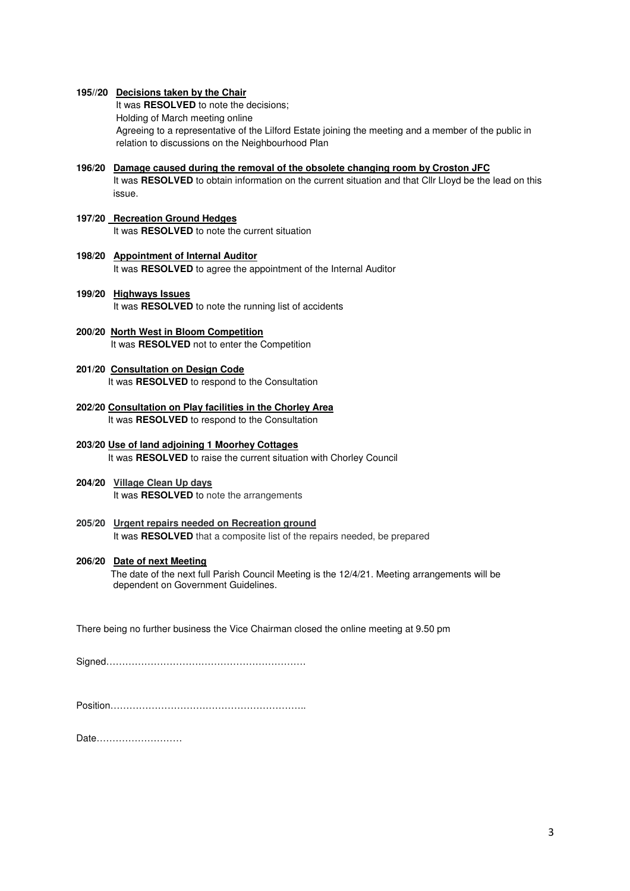**195//20 Decisions taken by the Chair**

It was **RESOLVED** to note the decisions;

Holding of March meeting online

Agreeing to a representative of the Lilford Estate joining the meeting and a member of the public in relation to discussions on the Neighbourhood Plan

**196/20 Damage caused during the removal of the obsolete changing room by Croston JFC**

It was **RESOLVED** to obtain information on the current situation and that Cllr Lloyd be the lead on this issue.

**197/20 Recreation Ground Hedges**

It was **RESOLVED** to note the current situation

**198/20 Appointment of Internal Auditor**

It was **RESOLVED** to agree the appointment of the Internal Auditor

**199/20 Highways Issues**

It was **RESOLVED** to note the running list of accidents

**200/20 North West in Bloom Competition**

It was **RESOLVED** not to enter the Competition

**201/20 Consultation on Design Code**

It was **RESOLVED** to respond to the Consultation

**202/20 Consultation on Play facilities in the Chorley Area**

It was **RESOLVED** to respond to the Consultation

**203/20 Use of land adjoining 1 Moorhey Cottages**

It was **RESOLVED** to raise the current situation with Chorley Council

**204/20 Village Clean Up days**

It was **RESOLVED** to note the arrangements

**205/20 Urgent repairs needed on Recreation ground**

It was **RESOLVED** that a composite list of the repairs needed, be prepared

**206/20 Date of next Meeting**

The date of the next full Parish Council Meeting is the 12/4/21. Meeting arrangements will be dependent on Government Guidelines.

There being no further business the Vice Chairman closed the online meeting at 9.50 pm

Signed………………………………………………………

Position……………………………………………………..

Date………………………